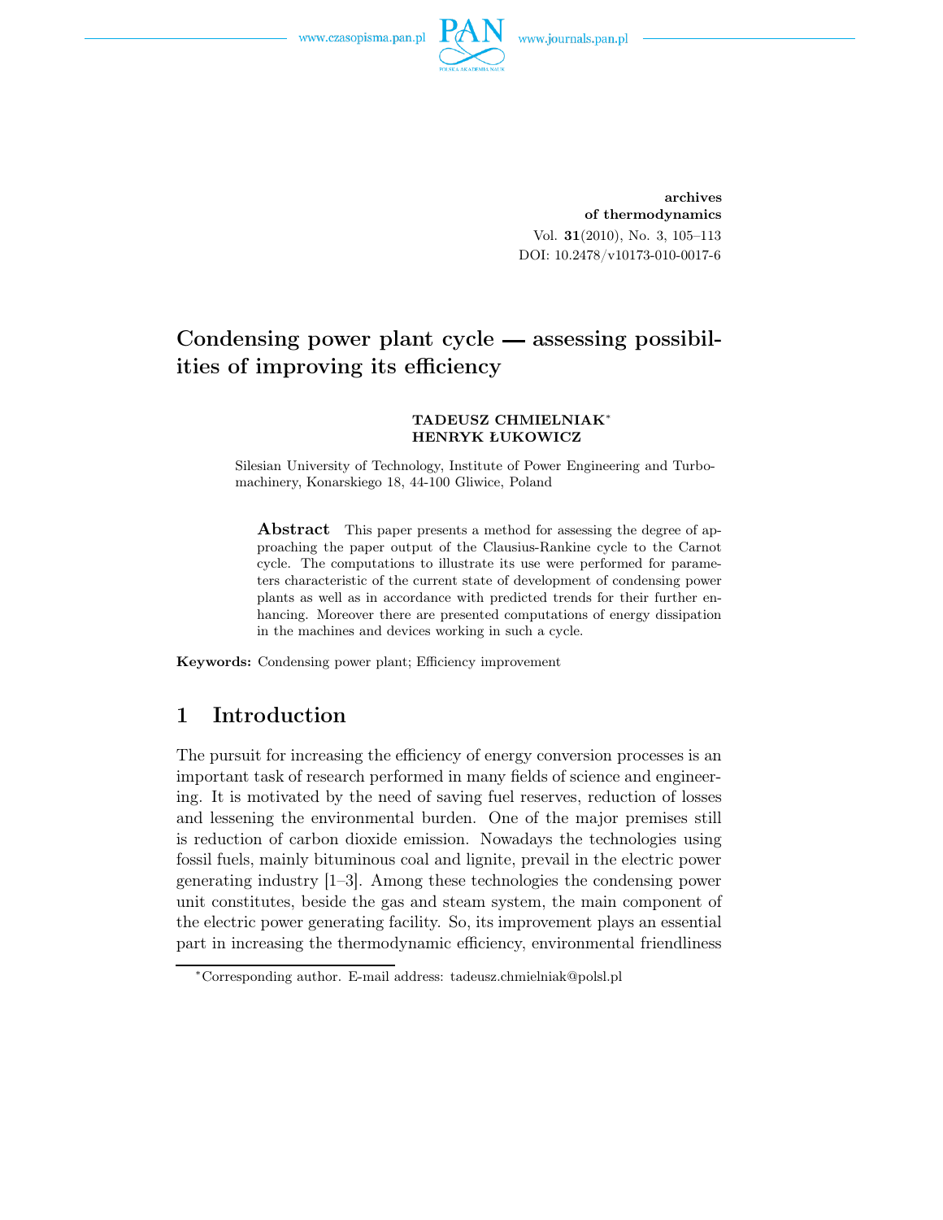**archives of thermodynamics**
Vol. **31**(2010), No. 3, 105–113
DOI: 10.2478/v10173-010-0017-6

# Condensing power plant cycle — assessing possibilities of improving its efficiency

**TADEUSZ CHMIELNIAK***
**HENRYK ŁUKOWICZ**

Silesian University of Technology, Institute of Power Engineering and Turbomachinery, Konarskiego 18, 44-100 Gliwice, Poland

**Abstract** This paper presents a method for assessing the degree of approaching the paper output of the Clausius-Rankine cycle to the Carnot cycle. The computations to illustrate its use were performed for parameters characteristic of the current state of development of condensing power plants as well as in accordance with predicted trends for their further enhancing. Moreover there are presented computations of energy dissipation in the machines and devices working in such a cycle.

**Keywords:** Condensing power plant; Efficiency improvement

## 1 Introduction

The pursuit for increasing the efficiency of energy conversion processes is an important task of research performed in many fields of science and engineering. It is motivated by the need of saving fuel reserves, reduction of losses and lessening the environmental burden. One of the major premises still is reduction of carbon dioxide emission. Nowadays the technologies using fossil fuels, mainly bituminous coal and lignite, prevail in the electric power generating industry [1–3]. Among these technologies the condensing power unit constitutes, beside the gas and steam system, the main component of the electric power generating facility. So, its improvement plays an essential part in increasing the thermodynamic efficiency, environmental friendliness

*Corresponding author. E-mail address: tadeusz.chmielniak@polsl.pl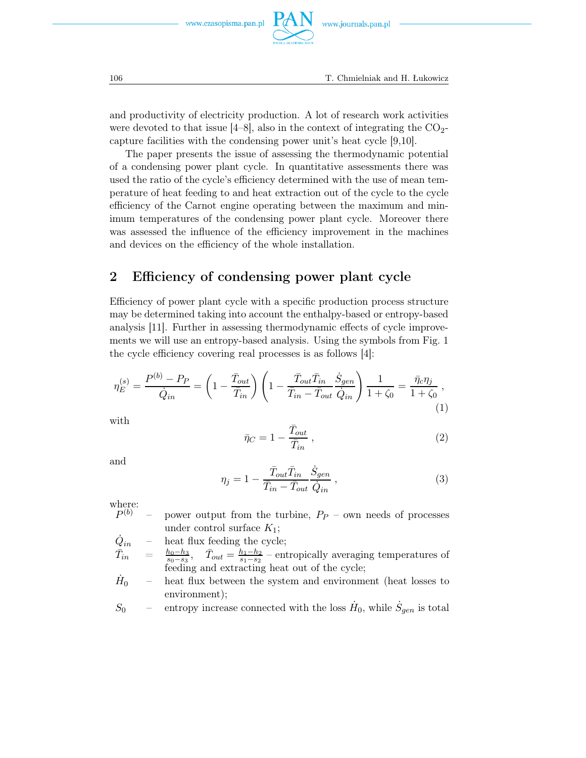and productivity of electricity production. A lot of research work activities were devoted to that issue [4–8], also in the context of integrating the $CO_2$-capture facilities with the condensing power unit's heat cycle [9,10].

The paper presents the issue of assessing the thermodynamic potential of a condensing power plant cycle. In quantitative assessments there was used the ratio of the cycle's efficiency determined with the use of mean temperature of heat feeding to and heat extraction out of the cycle to the cycle efficiency of the Carnot engine operating between the maximum and minimum temperatures of the condensing power plant cycle. Moreover there was assessed the influence of the efficiency improvement in the machines and devices on the efficiency of the whole installation.

## 2 Efficiency of condensing power plant cycle

Efficiency of power plant cycle with a specific production process structure may be determined taking into account the enthalpy-based or entropy-based analysis [11]. Further in assessing thermodynamic effects of cycle improvements we will use an entropy-based analysis. Using the symbols from Fig. 1 the cycle efficiency covering real processes is as follows [4]:

$$\eta_E^{(s)} = \frac{P^{(b)} - P_P}{\dot{Q}_{in}} = \left(1 - \frac{\bar{T}_{out}}{\bar{T}_{in}}\right)\left(1 - \frac{\bar{T}_{out}\bar{T}_{in}}{\bar{T}_{in} - \bar{T}_{out}}\frac{\dot{S}_{gen}}{\dot{Q}_{in}}\right)\frac{1}{1+\zeta_0} = \frac{\bar{\eta}_c \eta_j}{1+\zeta_0}\,, \tag{1}$$

with

$$\bar{\eta}_C = 1 - \frac{\bar{T}_{out}}{\bar{T}_{in}}\,, \tag{2}$$

and

$$\eta_j = 1 - \frac{\bar{T}_{out}\bar{T}_{in}}{\bar{T}_{in} - \bar{T}_{out}}\frac{\dot{S}_{gen}}{\dot{Q}_{in}}\,, \tag{3}$$

where:

- $P^{(b)}$ – power output from the turbine, $P_P$ – own needs of processes under control surface $K_1$;
- $\dot{Q}_{in}$ – heat flux feeding the cycle;
- $\bar{T}_{in}$ = $\frac{h_0 - h_3}{s_0 - s_3}$, $\bar{T}_{out} = \frac{h_1 - h_2}{s_1 - s_2}$ – entropically averaging temperatures of feeding and extracting heat out of the cycle;
- $\dot{H}_0$ – heat flux between the system and environment (heat losses to environment);
- $S_0$ – entropy increase connected with the loss $\dot{H}_0$, while $\dot{S}_{gen}$ is total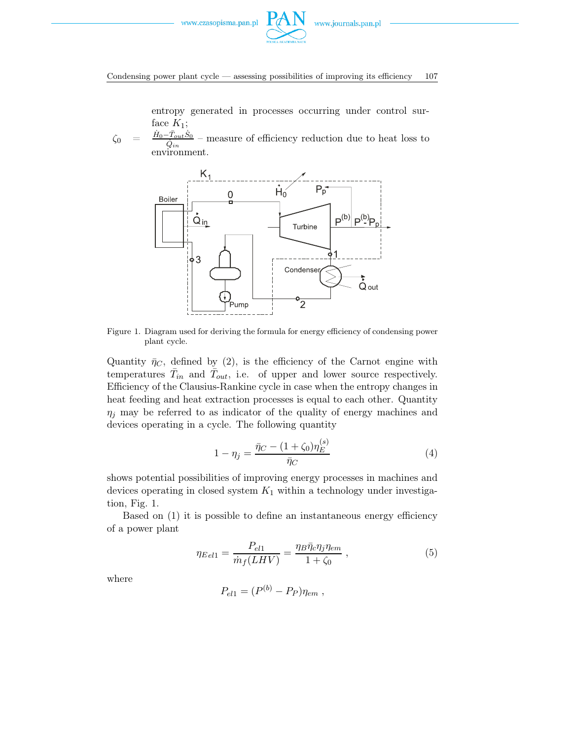entropy generated in processes occurring under control surface $K_1$;

$\zeta_0 = \frac{\dot{H}_0 - \bar{T}_{out}\dot{S}_0}{\dot{Q}_{in}}$ – measure of efficiency reduction due to heat loss to environment.

Figure 1. Diagram used for deriving the formula for energy efficiency of condensing power plant cycle.

Quantity $\bar{\eta}_C$, defined by (2), is the efficiency of the Carnot engine with temperatures $\bar{T}_{in}$ and $\bar{T}_{out}$, i.e. of upper and lower source respectively. Efficiency of the Clausius-Rankine cycle in case when the entropy changes in heat feeding and heat extraction processes is equal to each other. Quantity $\eta_j$ may be referred to as indicator of the quality of energy machines and devices operating in a cycle. The following quantity

$$1 - \eta_j = \frac{\bar{\eta}_C - (1+\zeta_0)\eta_E^{(s)}}{\bar{\eta}_C} \tag{4}$$

shows potential possibilities of improving energy processes in machines and devices operating in closed system $K_1$ within a technology under investigation, Fig. 1.

Based on (1) it is possible to define an instantaneous energy efficiency of a power plant

$$\eta_{El1} = \frac{P_{el1}}{\dot{m}_f(LHV)} = \frac{\eta_B \bar{\eta}_c \eta_j \eta_{em}}{1+\zeta_0}\,, \tag{5}$$

where

$$P_{el1} = (P^{(b)} - P_P)\eta_{em}\,,$$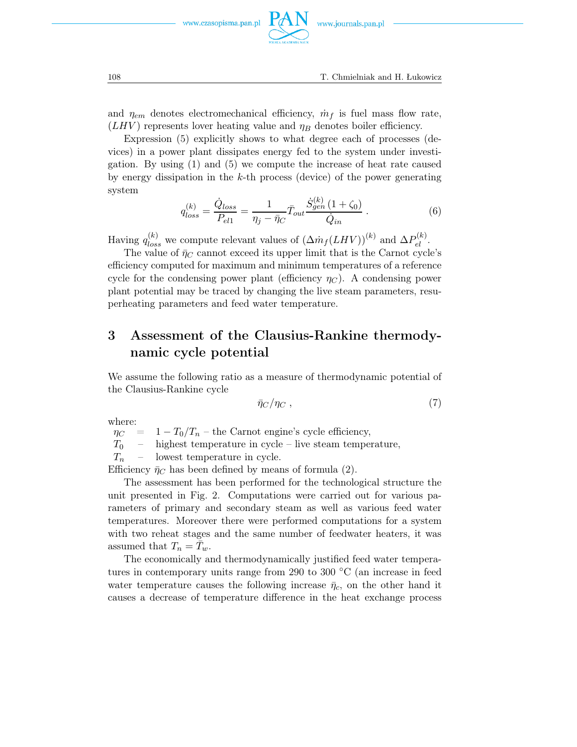and $\eta_{em}$ denotes electromechanical efficiency, $\dot{m}_f$ is fuel mass flow rate, $(LHV)$ represents lover heating value and $\eta_B$ denotes boiler efficiency.

Expression (5) explicitly shows to what degree each of processes (devices) in a power plant dissipates energy fed to the system under investigation. By using (1) and (5) we compute the increase of heat rate caused by energy dissipation in the $k$-th process (device) of the power generating system

$$q_{loss}^{(k)} = \frac{\dot{Q}_{loss}}{P_{el1}} = \frac{1}{\eta_j - \bar{\eta}_C} \bar{T}_{out} \frac{\dot{S}_{gen}^{(k)} (1 + \zeta_0)}{\dot{Q}_{in}} \; . \tag{6}$$

Having $q_{loss}^{(k)}$ we compute relevant values of $(\Delta \dot{m}_f (LHV))^{(k)}$ and $\Delta P_{el}^{(k)}$.

The value of $\bar{\eta}_C$ cannot exceed its upper limit that is the Carnot cycle's efficiency computed for maximum and minimum temperatures of a reference cycle for the condensing power plant (efficiency $\eta_C$). A condensing power plant potential may be traced by changing the live steam parameters, resuperheating parameters and feed water temperature.

# 3 Assessment of the Clausius-Rankine thermodynamic cycle potential

We assume the following ratio as a measure of thermodynamic potential of the Clausius-Rankine cycle

$$\bar{\eta}_C / \eta_C \; , \tag{7}$$

where:

$\eta_C$ = $1 - T_0/T_n$ – the Carnot engine's cycle efficiency,
$T_0$ – highest temperature in cycle – live steam temperature,
$T_n$ – lowest temperature in cycle.

Efficiency $\bar{\eta}_C$ has been defined by means of formula (2).

The assessment has been performed for the technological structure the unit presented in Fig. 2. Computations were carried out for various parameters of primary and secondary steam as well as various feed water temperatures. Moreover there were performed computations for a system with two reheat stages and the same number of feedwater heaters, it was assumed that $T_n = \bar{T}_w$.

The economically and thermodynamically justified feed water temperatures in contemporary units range from 290 to 300 °C (an increase in feed water temperature causes the following increase $\bar{\eta}_c$, on the other hand it causes a decrease of temperature difference in the heat exchange process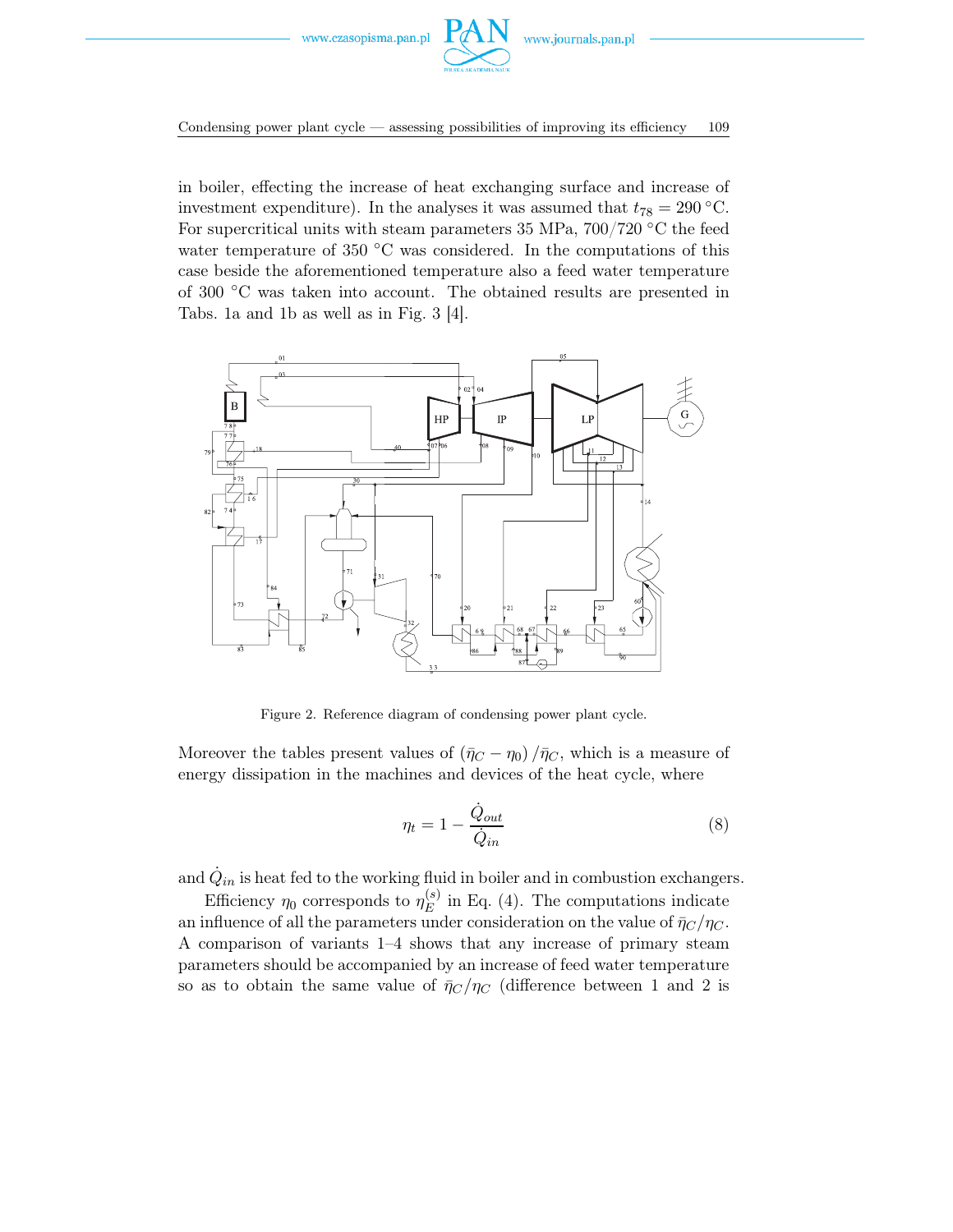in boiler, effecting the increase of heat exchanging surface and increase of investment expenditure). In the analyses it was assumed that $t_{78} = 290\,^{\circ}$C. For supercritical units with steam parameters 35 MPa, 700/720 °C the feed water temperature of 350 °C was considered. In the computations of this case beside the aforementioned temperature also a feed water temperature of 300 °C was taken into account. The obtained results are presented in Tabs. 1a and 1b as well as in Fig. 3 [4].

Figure 2. Reference diagram of condensing power plant cycle.

Moreover the tables present values of $(\bar{\eta}_C - \eta_0)/\bar{\eta}_C$, which is a measure of energy dissipation in the machines and devices of the heat cycle, where

$$\eta_t = 1 - \frac{\dot{Q}_{out}}{\dot{Q}_{in}} \tag{8}$$

and $\dot{Q}_{in}$ is heat fed to the working fluid in boiler and in combustion exchangers.

Efficiency $\eta_0$ corresponds to $\eta_E^{(s)}$ in Eq. (4). The computations indicate an influence of all the parameters under consideration on the value of $\bar{\eta}_C/\eta_C$. A comparison of variants 1–4 shows that any increase of primary steam parameters should be accompanied by an increase of feed water temperature so as to obtain the same value of $\bar{\eta}_C/\eta_C$ (difference between 1 and 2 is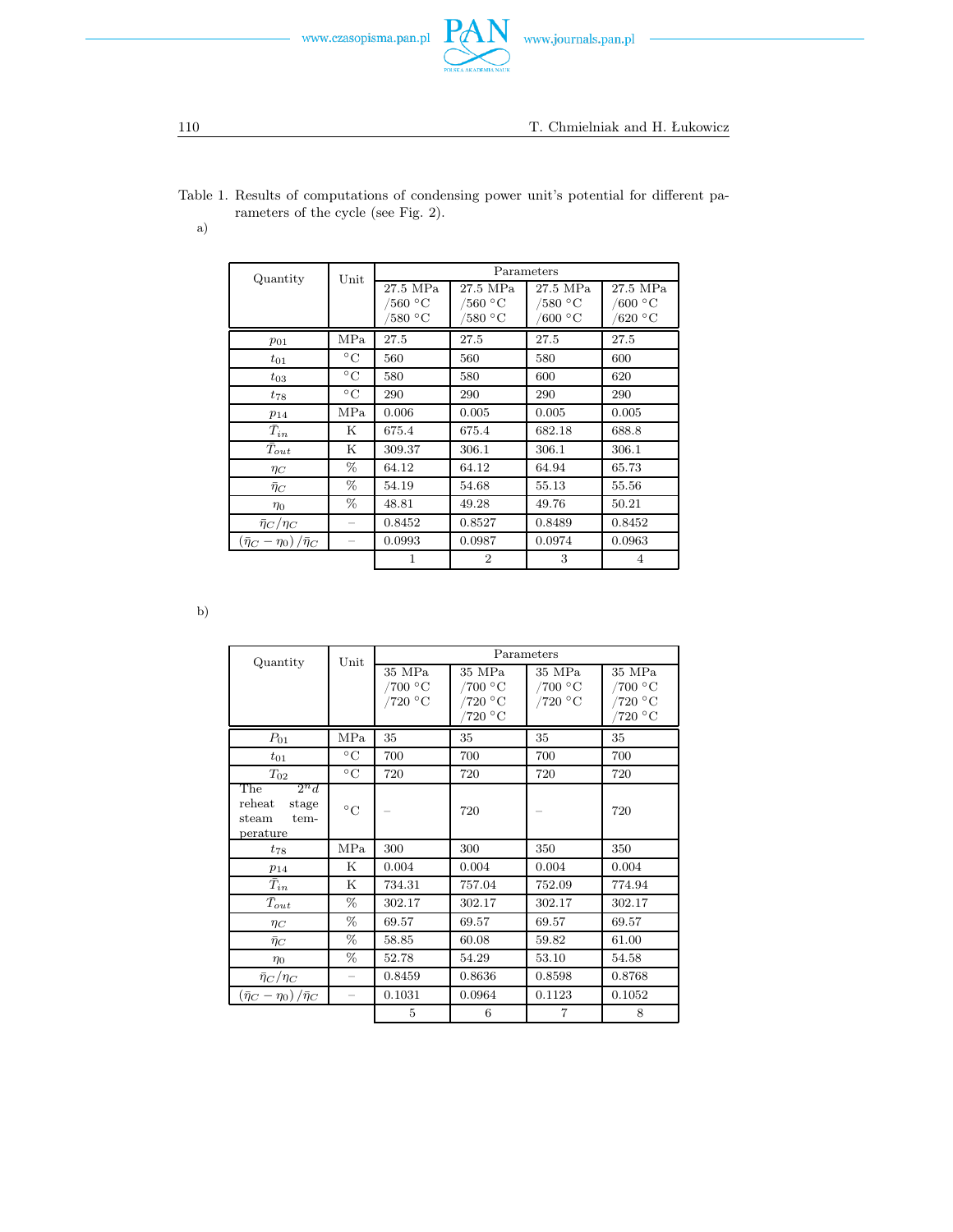Table 1. Results of computations of condensing power unit's potential for different parameters of the cycle (see Fig. 2).

a)

| Quantity | Unit | Parameters | | | |
|---|---|---|---|---|---|
| | | 27.5 MPa /560 °C /580 °C | 27.5 MPa /560 °C /580 °C | 27.5 MPa /580 °C /600 °C | 27.5 MPa /600 °C /620 °C |
| $p_{01}$ | MPa | 27.5 | 27.5 | 27.5 | 27.5 |
| $t_{01}$ | °C | 560 | 560 | 580 | 600 |
| $t_{03}$ | °C | 580 | 580 | 600 | 620 |
| $t_{78}$ | °C | 290 | 290 | 290 | 290 |
| $p_{14}$ | MPa | 0.006 | 0.005 | 0.005 | 0.005 |
| $\bar{T}_{in}$ | K | 675.4 | 675.4 | 682.18 | 688.8 |
| $\bar{T}_{out}$ | K | 309.37 | 306.1 | 306.1 | 306.1 |
| $\eta_C$ | % | 64.12 | 64.12 | 64.94 | 65.73 |
| $\bar{\eta}_C$ | % | 54.19 | 54.68 | 55.13 | 55.56 |
| $\eta_0$ | % | 48.81 | 49.28 | 49.76 | 50.21 |
| $\bar{\eta}_C/\eta_C$ | – | 0.8452 | 0.8527 | 0.8489 | 0.8452 |
| $(\bar{\eta}_C - \eta_0)/\bar{\eta}_C$ | – | 0.0993 | 0.0987 | 0.0974 | 0.0963 |
| | | 1 | 2 | 3 | 4 |

b)

| Quantity | Unit | Parameters | | | |
|---|---|---|---|---|---|
| | | 35 MPa /700 °C /720 °C | 35 MPa /700 °C /720 °C /720 °C | 35 MPa /700 °C /720 °C | 35 MPa /700 °C /720 °C /720 °C |
| $P_{01}$ | MPa | 35 | 35 | 35 | 35 |
| $t_{01}$ | °C | 700 | 700 | 700 | 700 |
| $T_{02}$ | °C | 720 | 720 | 720 | 720 |
| The $2^{nd}$ reheat stage steam temperature | °C | – | 720 | – | 720 |
| $t_{78}$ | MPa | 300 | 300 | 350 | 350 |
| $p_{14}$ | K | 0.004 | 0.004 | 0.004 | 0.004 |
| $\bar{T}_{in}$ | K | 734.31 | 757.04 | 752.09 | 774.94 |
| $\bar{T}_{out}$ | % | 302.17 | 302.17 | 302.17 | 302.17 |
| $\eta_C$ | % | 69.57 | 69.57 | 69.57 | 69.57 |
| $\bar{\eta}_C$ | % | 58.85 | 60.08 | 59.82 | 61.00 |
| $\eta_0$ | % | 52.78 | 54.29 | 53.10 | 54.58 |
| $\bar{\eta}_C/\eta_C$ | – | 0.8459 | 0.8636 | 0.8598 | 0.8768 |
| $(\bar{\eta}_C - \eta_0)/\bar{\eta}_C$ | – | 0.1031 | 0.0964 | 0.1123 | 0.1052 |
| | | 5 | 6 | 7 | 8 |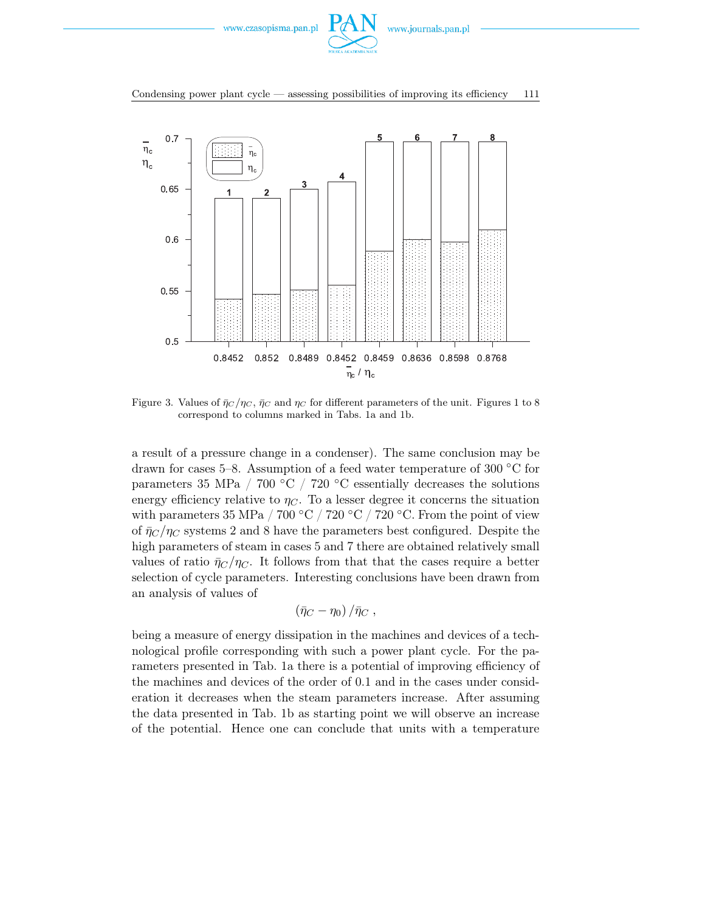Figure 3. Values of $\bar{\eta}_C/\eta_C$, $\bar{\eta}_C$ and $\eta_C$ for different parameters of the unit. Figures 1 to 8 correspond to columns marked in Tabs. 1a and 1b.

a result of a pressure change in a condenser). The same conclusion may be drawn for cases 5–8. Assumption of a feed water temperature of 300 °C for parameters 35 MPa / 700 °C / 720 °C essentially decreases the solutions energy efficiency relative to $\eta_C$. To a lesser degree it concerns the situation with parameters 35 MPa / 700 °C / 720 °C / 720 °C. From the point of view of $\bar{\eta}_C/\eta_C$ systems 2 and 8 have the parameters best configured. Despite the high parameters of steam in cases 5 and 7 there are obtained relatively small values of ratio $\bar{\eta}_C/\eta_C$. It follows from that that the cases require a better selection of cycle parameters. Interesting conclusions have been drawn from an analysis of values of

$$(\bar{\eta}_C - \eta_0)/\bar{\eta}_C\ ,$$

being a measure of energy dissipation in the machines and devices of a technological profile corresponding with such a power plant cycle. For the parameters presented in Tab. 1a there is a potential of improving efficiency of the machines and devices of the order of 0.1 and in the cases under consideration it decreases when the steam parameters increase. After assuming the data presented in Tab. 1b as starting point we will observe an increase of the potential. Hence one can conclude that units with a temperature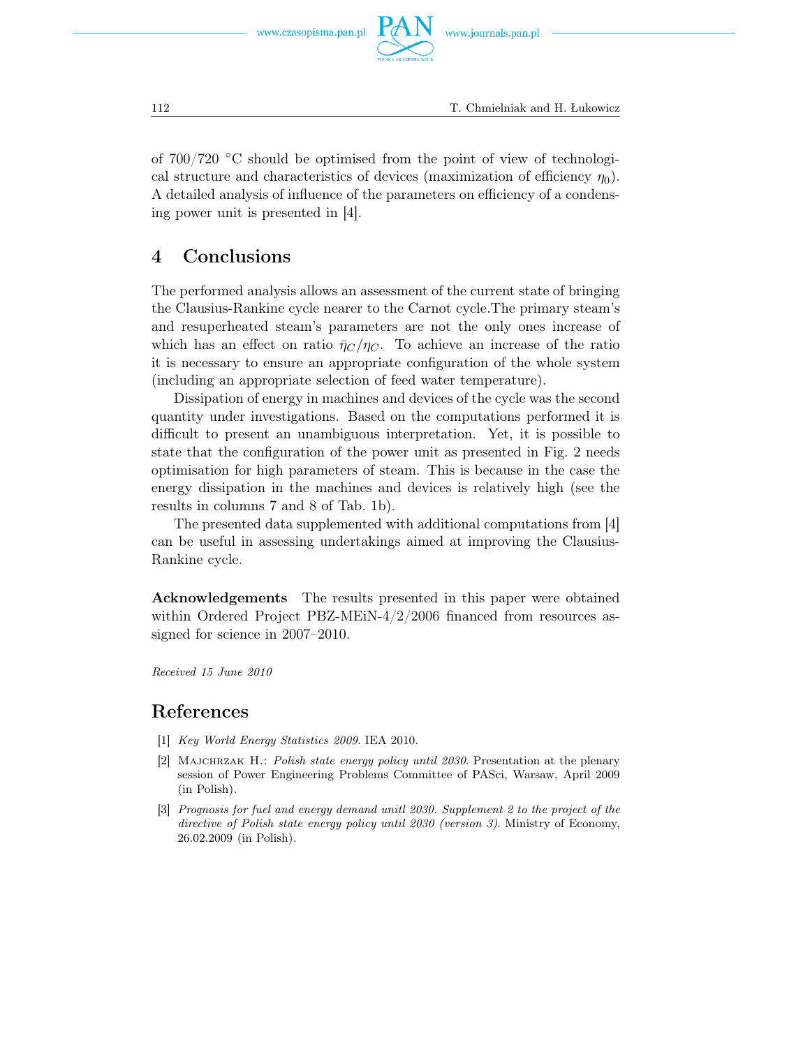of 700/720 °C should be optimised from the point of view of technological structure and characteristics of devices (maximization of efficiency $\eta_0$). A detailed analysis of influence of the parameters on efficiency of a condensing power unit is presented in [4].

## 4 Conclusions

The performed analysis allows an assessment of the current state of bringing the Clausius-Rankine cycle nearer to the Carnot cycle.The primary steam's and resuperheated steam's parameters are not the only ones increase of which has an effect on ratio $\bar{\eta}_C/\eta_C$. To achieve an increase of the ratio it is necessary to ensure an appropriate configuration of the whole system (including an appropriate selection of feed water temperature).

Dissipation of energy in machines and devices of the cycle was the second quantity under investigations. Based on the computations performed it is difficult to present an unambiguous interpretation. Yet, it is possible to state that the configuration of the power unit as presented in Fig. 2 needs optimisation for high parameters of steam. This is because in the case the energy dissipation in the machines and devices is relatively high (see the results in columns 7 and 8 of Tab. 1b).

The presented data supplemented with additional computations from [4] can be useful in assessing undertakings aimed at improving the Clausius-Rankine cycle.

**Acknowledgements** The results presented in this paper were obtained within Ordered Project PBZ-MEiN-4/2/2006 financed from resources assigned for science in 2007–2010.

*Received 15 June 2010*

## References

[1] *Key World Energy Statistics 2009.* IEA 2010.

[2] Majchrzak H.: *Polish state energy policy until 2030.* Presentation at the plenary session of Power Engineering Problems Committee of PASci, Warsaw, April 2009 (in Polish).

[3] *Prognosis for fuel and energy demand unitl 2030. Supplement 2 to the project of the directive of Polish state energy policy until 2030 (version 3).* Ministry of Economy, 26.02.2009 (in Polish).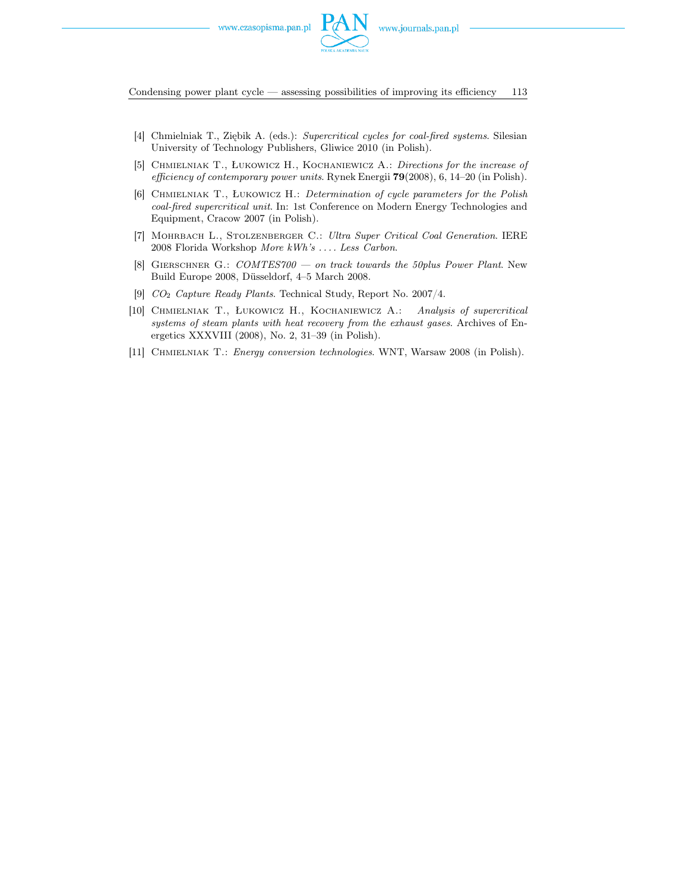[4] Chmielniak T., Ziębik A. (eds.): *Supercritical cycles for coal-fired systems*. Silesian University of Technology Publishers, Gliwice 2010 (in Polish).

[5] Chmielniak T., Łukowicz H., Kochaniewicz A.: *Directions for the increase of efficiency of contemporary power units*. Rynek Energii **79**(2008), 6, 14–20 (in Polish).

[6] Chmielniak T., Łukowicz H.: *Determination of cycle parameters for the Polish coal-fired supercritical unit*. In: 1st Conference on Modern Energy Technologies and Equipment, Cracow 2007 (in Polish).

[7] Mohrbach L., Stolzenberger C.: *Ultra Super Critical Coal Generation*. IERE 2008 Florida Workshop *More kWh's .... Less Carbon*.

[8] Gierschner G.: *COMTES700 — on track towards the 50plus Power Plant*. New Build Europe 2008, Düsseldorf, 4–5 March 2008.

[9] *$CO_2$ Capture Ready Plants*. Technical Study, Report No. 2007/4.

[10] Chmielniak T., Łukowicz H., Kochaniewicz A.: *Analysis of supercritical systems of steam plants with heat recovery from the exhaust gases*. Archives of Energetics XXXVIII (2008), No. 2, 31–39 (in Polish).

[11] Chmielniak T.: *Energy conversion technologies*. WNT, Warsaw 2008 (in Polish).